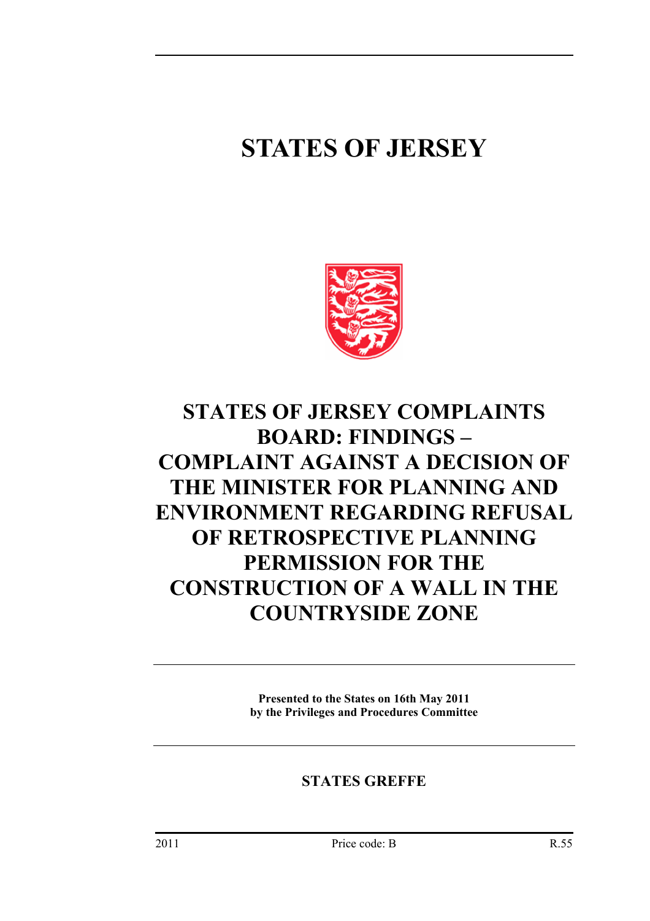# STATES OF JERSEY

## STATES OF JERSEY COMPLAINTS BOARD: FINDINGS – COMPLAINT AGAINST A DECISION OF THE MINISTER FOR PLANNING AND ENVIRONMENT REGARDING REFUSAL OF RETROSPECTIVE PLANNING PERMISSION FOR THE CONSTRUCTION OF A WALL IN THE COUNTRYSIDE ZONE

**Presented to the States on 16th May 2011**
**by the Privileges and Procedures Committee**

**STATES GREFFE**

2011 Price code: B R.55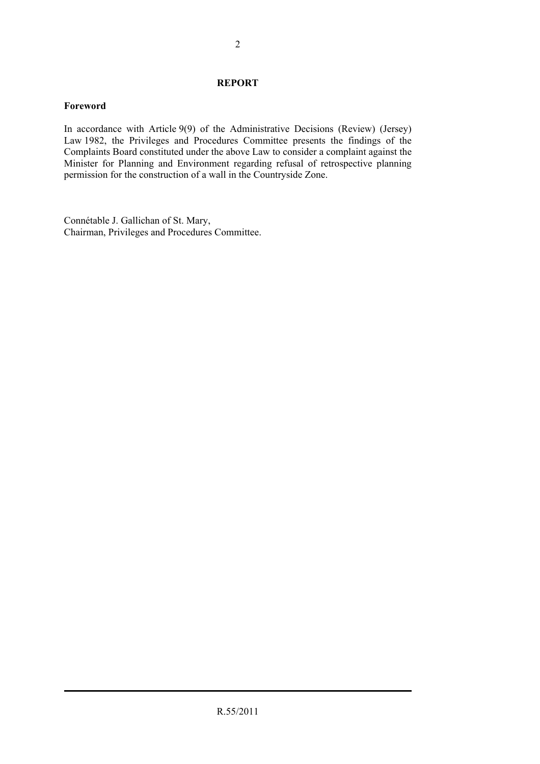## REPORT

### Foreword

In accordance with Article 9(9) of the Administrative Decisions (Review) (Jersey) Law 1982, the Privileges and Procedures Committee presents the findings of the Complaints Board constituted under the above Law to consider a complaint against the Minister for Planning and Environment regarding refusal of retrospective planning permission for the construction of a wall in the Countryside Zone.

Connétable J. Gallichan of St. Mary,
Chairman, Privileges and Procedures Committee.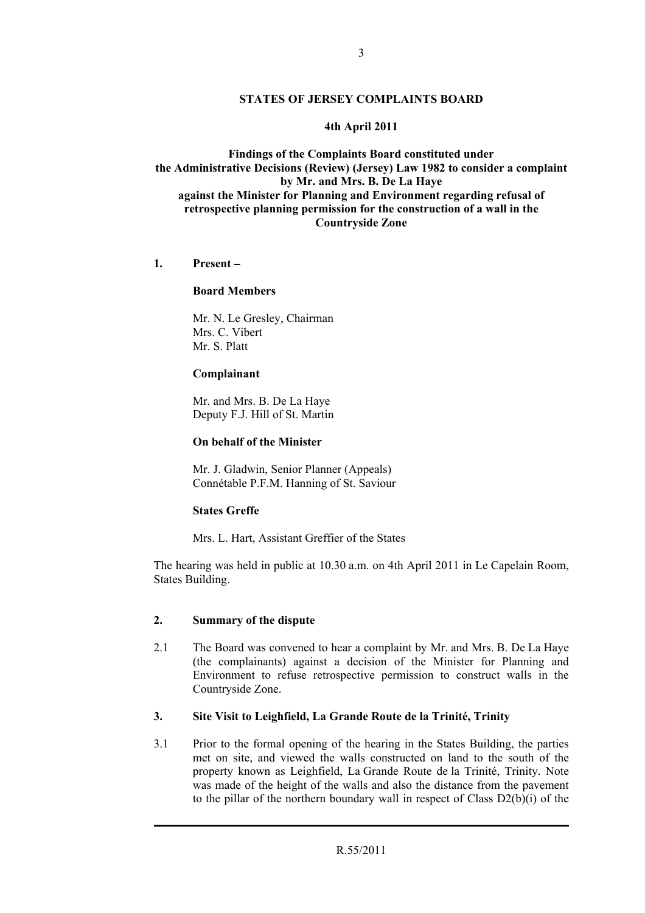**STATES OF JERSEY COMPLAINTS BOARD**

**4th April 2011**

**Findings of the Complaints Board constituted under the Administrative Decisions (Review) (Jersey) Law 1982 to consider a complaint by Mr. and Mrs. B. De La Haye against the Minister for Planning and Environment regarding refusal of retrospective planning permission for the construction of a wall in the Countryside Zone**

**1. Present –**

**Board Members**

Mr. N. Le Gresley, Chairman
Mrs. C. Vibert
Mr. S. Platt

**Complainant**

Mr. and Mrs. B. De La Haye
Deputy F.J. Hill of St. Martin

**On behalf of the Minister**

Mr. J. Gladwin, Senior Planner (Appeals)
Connétable P.F.M. Hanning of St. Saviour

**States Greffe**

Mrs. L. Hart, Assistant Greffier of the States

The hearing was held in public at 10.30 a.m. on 4th April 2011 in Le Capelain Room, States Building.

**2. Summary of the dispute**

2.1 The Board was convened to hear a complaint by Mr. and Mrs. B. De La Haye (the complainants) against a decision of the Minister for Planning and Environment to refuse retrospective permission to construct walls in the Countryside Zone.

**3. Site Visit to Leighfield, La Grande Route de la Trinité, Trinity**

3.1 Prior to the formal opening of the hearing in the States Building, the parties met on site, and viewed the walls constructed on land to the south of the property known as Leighfield, La Grande Route de la Trinité, Trinity. Note was made of the height of the walls and also the distance from the pavement to the pillar of the northern boundary wall in respect of Class D2(b)(i) of the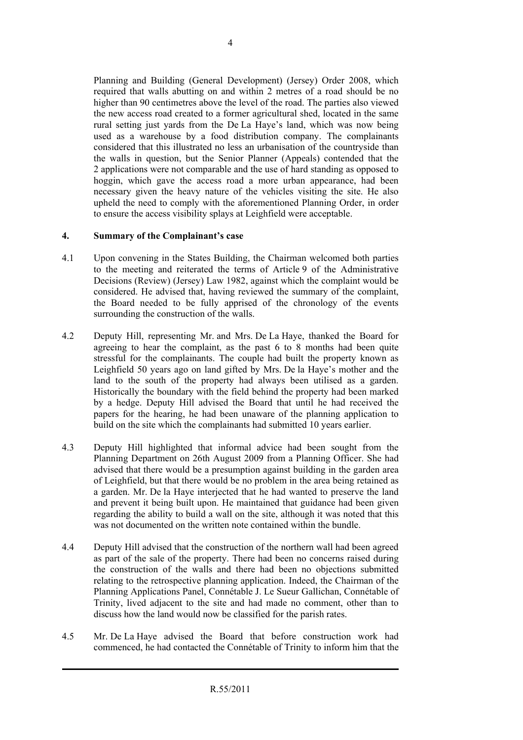Planning and Building (General Development) (Jersey) Order 2008, which required that walls abutting on and within 2 metres of a road should be no higher than 90 centimetres above the level of the road. The parties also viewed the new access road created to a former agricultural shed, located in the same rural setting just yards from the De La Haye's land, which was now being used as a warehouse by a food distribution company. The complainants considered that this illustrated no less an urbanisation of the countryside than the walls in question, but the Senior Planner (Appeals) contended that the 2 applications were not comparable and the use of hard standing as opposed to hoggin, which gave the access road a more urban appearance, had been necessary given the heavy nature of the vehicles visiting the site. He also upheld the need to comply with the aforementioned Planning Order, in order to ensure the access visibility splays at Leighfield were acceptable.

## 4. Summary of the Complainant's case

4.1 Upon convening in the States Building, the Chairman welcomed both parties to the meeting and reiterated the terms of Article 9 of the Administrative Decisions (Review) (Jersey) Law 1982, against which the complaint would be considered. He advised that, having reviewed the summary of the complaint, the Board needed to be fully apprised of the chronology of the events surrounding the construction of the walls.

4.2 Deputy Hill, representing Mr. and Mrs. De La Haye, thanked the Board for agreeing to hear the complaint, as the past 6 to 8 months had been quite stressful for the complainants. The couple had built the property known as Leighfield 50 years ago on land gifted by Mrs. De la Haye's mother and the land to the south of the property had always been utilised as a garden. Historically the boundary with the field behind the property had been marked by a hedge. Deputy Hill advised the Board that until he had received the papers for the hearing, he had been unaware of the planning application to build on the site which the complainants had submitted 10 years earlier.

4.3 Deputy Hill highlighted that informal advice had been sought from the Planning Department on 26th August 2009 from a Planning Officer. She had advised that there would be a presumption against building in the garden area of Leighfield, but that there would be no problem in the area being retained as a garden. Mr. De la Haye interjected that he had wanted to preserve the land and prevent it being built upon. He maintained that guidance had been given regarding the ability to build a wall on the site, although it was noted that this was not documented on the written note contained within the bundle.

4.4 Deputy Hill advised that the construction of the northern wall had been agreed as part of the sale of the property. There had been no concerns raised during the construction of the walls and there had been no objections submitted relating to the retrospective planning application. Indeed, the Chairman of the Planning Applications Panel, Connétable J. Le Sueur Gallichan, Connétable of Trinity, lived adjacent to the site and had made no comment, other than to discuss how the land would now be classified for the parish rates.

4.5 Mr. De La Haye advised the Board that before construction work had commenced, he had contacted the Connétable of Trinity to inform him that the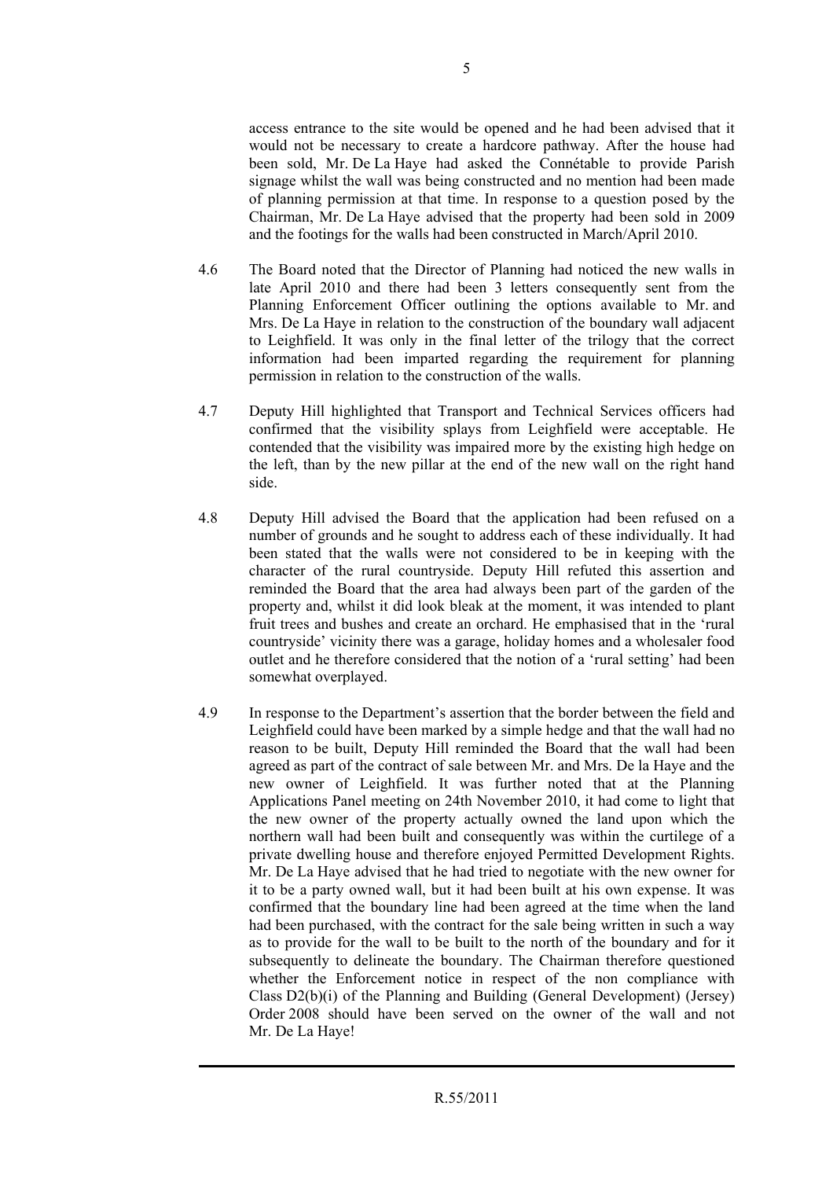access entrance to the site would be opened and he had been advised that it would not be necessary to create a hardcore pathway. After the house had been sold, Mr. De La Haye had asked the Connétable to provide Parish signage whilst the wall was being constructed and no mention had been made of planning permission at that time. In response to a question posed by the Chairman, Mr. De La Haye advised that the property had been sold in 2009 and the footings for the walls had been constructed in March/April 2010.

4.6 The Board noted that the Director of Planning had noticed the new walls in late April 2010 and there had been 3 letters consequently sent from the Planning Enforcement Officer outlining the options available to Mr. and Mrs. De La Haye in relation to the construction of the boundary wall adjacent to Leighfield. It was only in the final letter of the trilogy that the correct information had been imparted regarding the requirement for planning permission in relation to the construction of the walls.

4.7 Deputy Hill highlighted that Transport and Technical Services officers had confirmed that the visibility splays from Leighfield were acceptable. He contended that the visibility was impaired more by the existing high hedge on the left, than by the new pillar at the end of the new wall on the right hand side.

4.8 Deputy Hill advised the Board that the application had been refused on a number of grounds and he sought to address each of these individually. It had been stated that the walls were not considered to be in keeping with the character of the rural countryside. Deputy Hill refuted this assertion and reminded the Board that the area had always been part of the garden of the property and, whilst it did look bleak at the moment, it was intended to plant fruit trees and bushes and create an orchard. He emphasised that in the 'rural countryside' vicinity there was a garage, holiday homes and a wholesaler food outlet and he therefore considered that the notion of a 'rural setting' had been somewhat overplayed.

4.9 In response to the Department's assertion that the border between the field and Leighfield could have been marked by a simple hedge and that the wall had no reason to be built, Deputy Hill reminded the Board that the wall had been agreed as part of the contract of sale between Mr. and Mrs. De la Haye and the new owner of Leighfield. It was further noted that at the Planning Applications Panel meeting on 24th November 2010, it had come to light that the new owner of the property actually owned the land upon which the northern wall had been built and consequently was within the curtilege of a private dwelling house and therefore enjoyed Permitted Development Rights. Mr. De La Haye advised that he had tried to negotiate with the new owner for it to be a party owned wall, but it had been built at his own expense. It was confirmed that the boundary line had been agreed at the time when the land had been purchased, with the contract for the sale being written in such a way as to provide for the wall to be built to the north of the boundary and for it subsequently to delineate the boundary. The Chairman therefore questioned whether the Enforcement notice in respect of the non compliance with Class D2(b)(i) of the Planning and Building (General Development) (Jersey) Order 2008 should have been served on the owner of the wall and not Mr. De La Haye!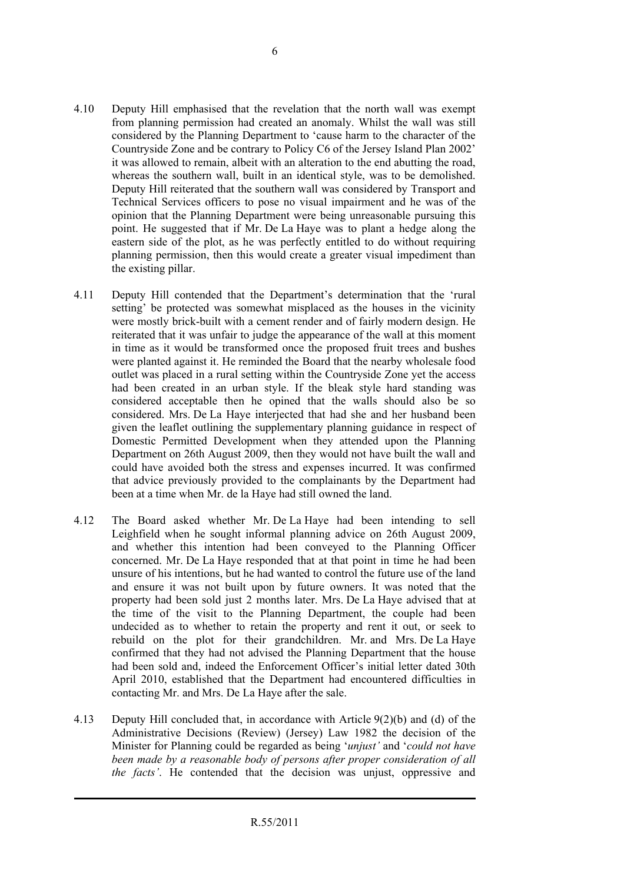4.10 Deputy Hill emphasised that the revelation that the north wall was exempt from planning permission had created an anomaly. Whilst the wall was still considered by the Planning Department to 'cause harm to the character of the Countryside Zone and be contrary to Policy C6 of the Jersey Island Plan 2002' it was allowed to remain, albeit with an alteration to the end abutting the road, whereas the southern wall, built in an identical style, was to be demolished. Deputy Hill reiterated that the southern wall was considered by Transport and Technical Services officers to pose no visual impairment and he was of the opinion that the Planning Department were being unreasonable pursuing this point. He suggested that if Mr. De La Haye was to plant a hedge along the eastern side of the plot, as he was perfectly entitled to do without requiring planning permission, then this would create a greater visual impediment than the existing pillar.

4.11 Deputy Hill contended that the Department's determination that the 'rural setting' be protected was somewhat misplaced as the houses in the vicinity were mostly brick-built with a cement render and of fairly modern design. He reiterated that it was unfair to judge the appearance of the wall at this moment in time as it would be transformed once the proposed fruit trees and bushes were planted against it. He reminded the Board that the nearby wholesale food outlet was placed in a rural setting within the Countryside Zone yet the access had been created in an urban style. If the bleak style hard standing was considered acceptable then he opined that the walls should also be so considered. Mrs. De La Haye interjected that had she and her husband been given the leaflet outlining the supplementary planning guidance in respect of Domestic Permitted Development when they attended upon the Planning Department on 26th August 2009, then they would not have built the wall and could have avoided both the stress and expenses incurred. It was confirmed that advice previously provided to the complainants by the Department had been at a time when Mr. de la Haye had still owned the land.

4.12 The Board asked whether Mr. De La Haye had been intending to sell Leighfield when he sought informal planning advice on 26th August 2009, and whether this intention had been conveyed to the Planning Officer concerned. Mr. De La Haye responded that at that point in time he had been unsure of his intentions, but he had wanted to control the future use of the land and ensure it was not built upon by future owners. It was noted that the property had been sold just 2 months later. Mrs. De La Haye advised that at the time of the visit to the Planning Department, the couple had been undecided as to whether to retain the property and rent it out, or seek to rebuild on the plot for their grandchildren. Mr. and Mrs. De La Haye confirmed that they had not advised the Planning Department that the house had been sold and, indeed the Enforcement Officer's initial letter dated 30th April 2010, established that the Department had encountered difficulties in contacting Mr. and Mrs. De La Haye after the sale.

4.13 Deputy Hill concluded that, in accordance with Article 9(2)(b) and (d) of the Administrative Decisions (Review) (Jersey) Law 1982 the decision of the Minister for Planning could be regarded as being '*unjust*' and '*could not have been made by a reasonable body of persons after proper consideration of all the facts*'. He contended that the decision was unjust, oppressive and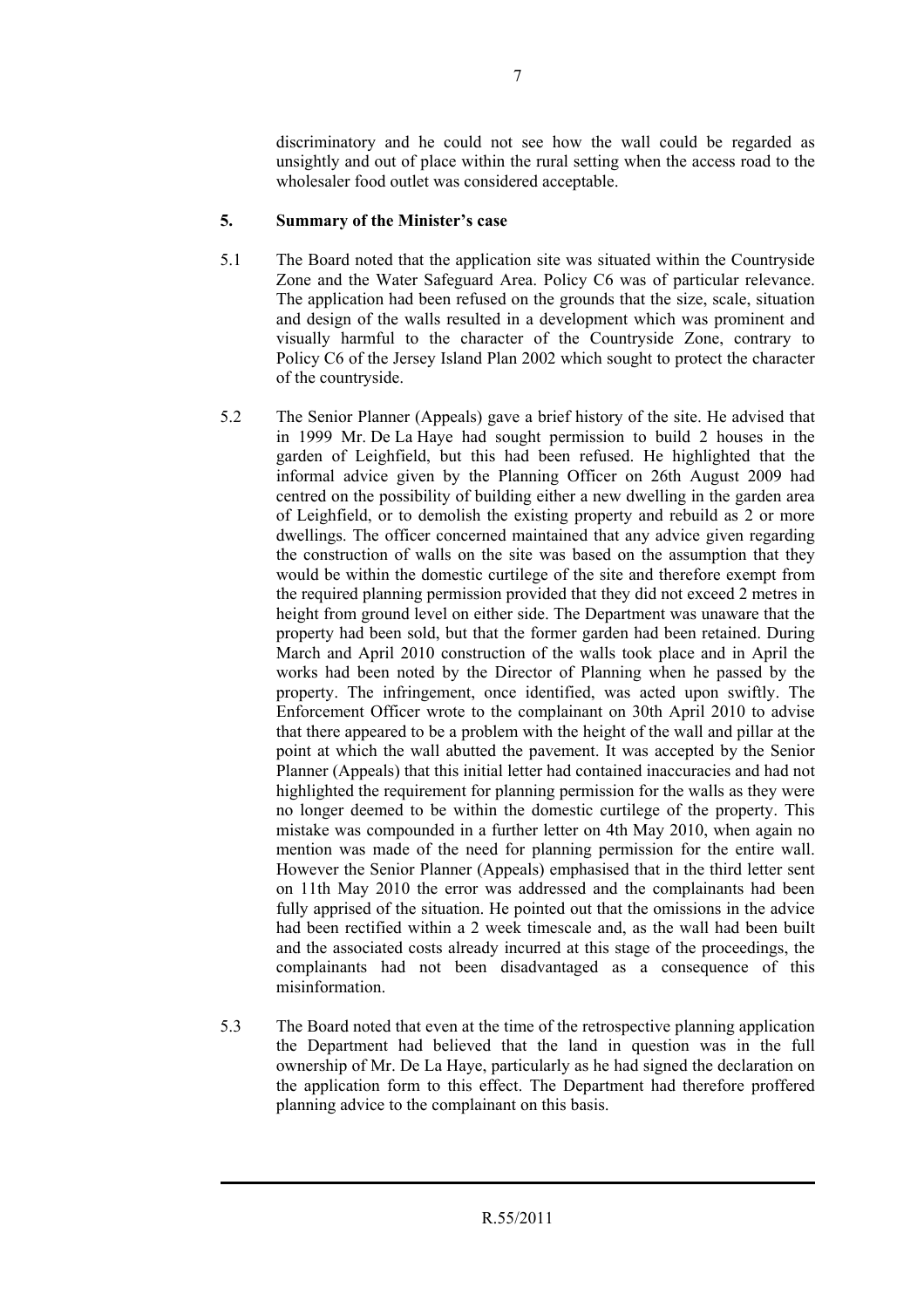discriminatory and he could not see how the wall could be regarded as unsightly and out of place within the rural setting when the access road to the wholesaler food outlet was considered acceptable.

## 5. Summary of the Minister's case

5.1 The Board noted that the application site was situated within the Countryside Zone and the Water Safeguard Area. Policy C6 was of particular relevance. The application had been refused on the grounds that the size, scale, situation and design of the walls resulted in a development which was prominent and visually harmful to the character of the Countryside Zone, contrary to Policy C6 of the Jersey Island Plan 2002 which sought to protect the character of the countryside.

5.2 The Senior Planner (Appeals) gave a brief history of the site. He advised that in 1999 Mr. De La Haye had sought permission to build 2 houses in the garden of Leighfield, but this had been refused. He highlighted that the informal advice given by the Planning Officer on 26th August 2009 had centred on the possibility of building either a new dwelling in the garden area of Leighfield, or to demolish the existing property and rebuild as 2 or more dwellings. The officer concerned maintained that any advice given regarding the construction of walls on the site was based on the assumption that they would be within the domestic curtilege of the site and therefore exempt from the required planning permission provided that they did not exceed 2 metres in height from ground level on either side. The Department was unaware that the property had been sold, but that the former garden had been retained. During March and April 2010 construction of the walls took place and in April the works had been noted by the Director of Planning when he passed by the property. The infringement, once identified, was acted upon swiftly. The Enforcement Officer wrote to the complainant on 30th April 2010 to advise that there appeared to be a problem with the height of the wall and pillar at the point at which the wall abutted the pavement. It was accepted by the Senior Planner (Appeals) that this initial letter had contained inaccuracies and had not highlighted the requirement for planning permission for the walls as they were no longer deemed to be within the domestic curtilege of the property. This mistake was compounded in a further letter on 4th May 2010, when again no mention was made of the need for planning permission for the entire wall. However the Senior Planner (Appeals) emphasised that in the third letter sent on 11th May 2010 the error was addressed and the complainants had been fully apprised of the situation. He pointed out that the omissions in the advice had been rectified within a 2 week timescale and, as the wall had been built and the associated costs already incurred at this stage of the proceedings, the complainants had not been disadvantaged as a consequence of this misinformation.

5.3 The Board noted that even at the time of the retrospective planning application the Department had believed that the land in question was in the full ownership of Mr. De La Haye, particularly as he had signed the declaration on the application form to this effect. The Department had therefore proffered planning advice to the complainant on this basis.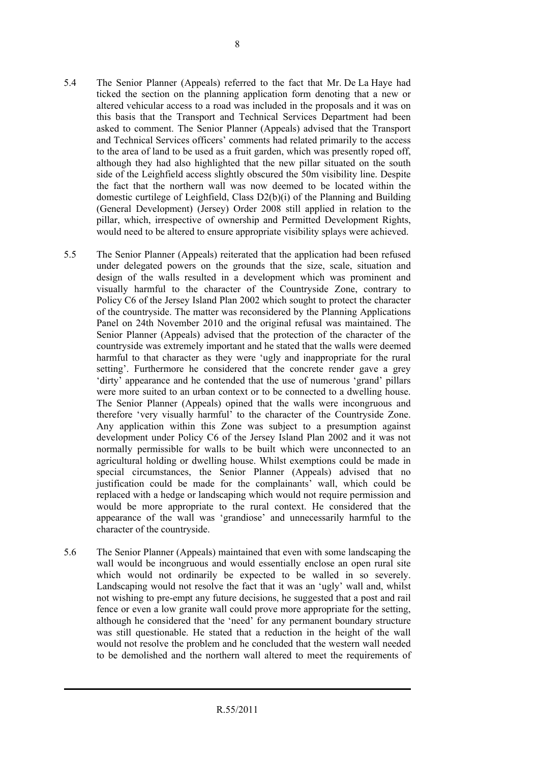5.4 The Senior Planner (Appeals) referred to the fact that Mr. De La Haye had ticked the section on the planning application form denoting that a new or altered vehicular access to a road was included in the proposals and it was on this basis that the Transport and Technical Services Department had been asked to comment. The Senior Planner (Appeals) advised that the Transport and Technical Services officers' comments had related primarily to the access to the area of land to be used as a fruit garden, which was presently roped off, although they had also highlighted that the new pillar situated on the south side of the Leighfield access slightly obscured the 50m visibility line. Despite the fact that the northern wall was now deemed to be located within the domestic curtilege of Leighfield, Class D2(b)(i) of the Planning and Building (General Development) (Jersey) Order 2008 still applied in relation to the pillar, which, irrespective of ownership and Permitted Development Rights, would need to be altered to ensure appropriate visibility splays were achieved.

5.5 The Senior Planner (Appeals) reiterated that the application had been refused under delegated powers on the grounds that the size, scale, situation and design of the walls resulted in a development which was prominent and visually harmful to the character of the Countryside Zone, contrary to Policy C6 of the Jersey Island Plan 2002 which sought to protect the character of the countryside. The matter was reconsidered by the Planning Applications Panel on 24th November 2010 and the original refusal was maintained. The Senior Planner (Appeals) advised that the protection of the character of the countryside was extremely important and he stated that the walls were deemed harmful to that character as they were 'ugly and inappropriate for the rural setting'. Furthermore he considered that the concrete render gave a grey 'dirty' appearance and he contended that the use of numerous 'grand' pillars were more suited to an urban context or to be connected to a dwelling house. The Senior Planner (Appeals) opined that the walls were incongruous and therefore 'very visually harmful' to the character of the Countryside Zone. Any application within this Zone was subject to a presumption against development under Policy C6 of the Jersey Island Plan 2002 and it was not normally permissible for walls to be built which were unconnected to an agricultural holding or dwelling house. Whilst exemptions could be made in special circumstances, the Senior Planner (Appeals) advised that no justification could be made for the complainants' wall, which could be replaced with a hedge or landscaping which would not require permission and would be more appropriate to the rural context. He considered that the appearance of the wall was 'grandiose' and unnecessarily harmful to the character of the countryside.

5.6 The Senior Planner (Appeals) maintained that even with some landscaping the wall would be incongruous and would essentially enclose an open rural site which would not ordinarily be expected to be walled in so severely. Landscaping would not resolve the fact that it was an 'ugly' wall and, whilst not wishing to pre-empt any future decisions, he suggested that a post and rail fence or even a low granite wall could prove more appropriate for the setting, although he considered that the 'need' for any permanent boundary structure was still questionable. He stated that a reduction in the height of the wall would not resolve the problem and he concluded that the western wall needed to be demolished and the northern wall altered to meet the requirements of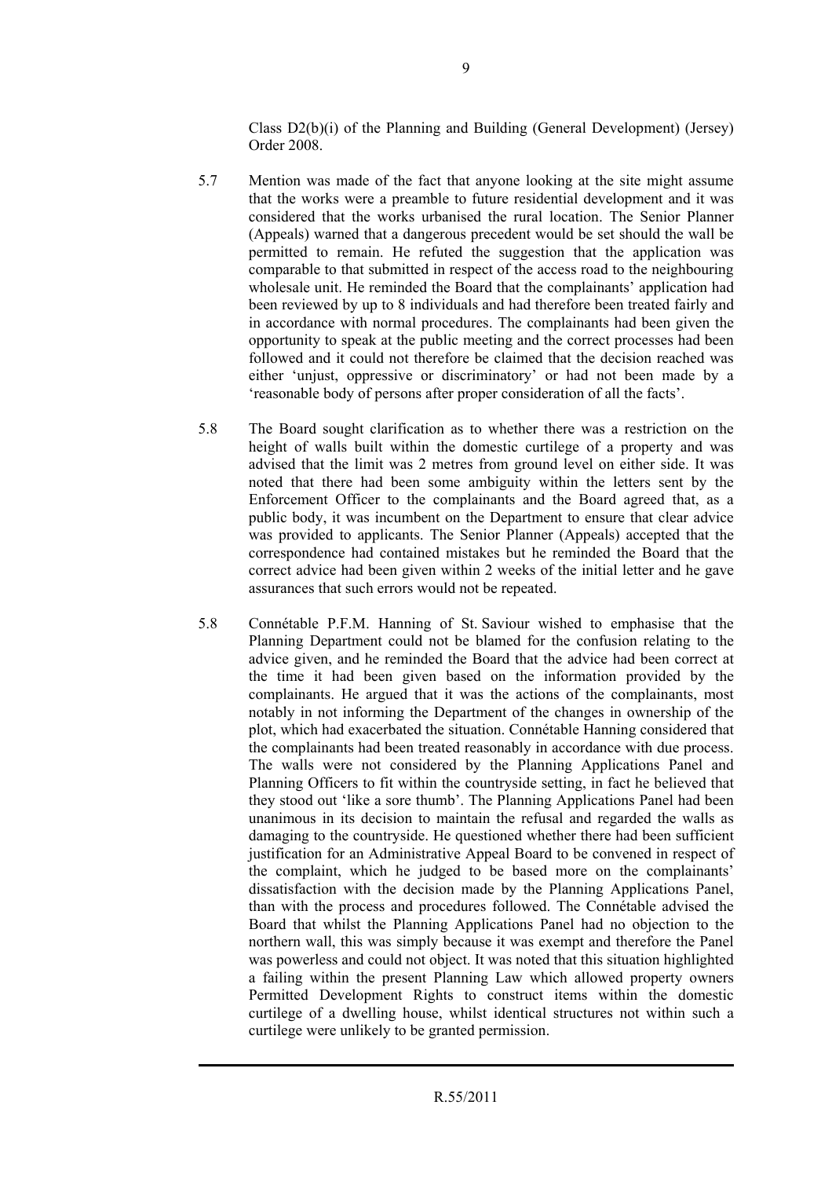Class D2(b)(i) of the Planning and Building (General Development) (Jersey) Order 2008.

5.7 Mention was made of the fact that anyone looking at the site might assume that the works were a preamble to future residential development and it was considered that the works urbanised the rural location. The Senior Planner (Appeals) warned that a dangerous precedent would be set should the wall be permitted to remain. He refuted the suggestion that the application was comparable to that submitted in respect of the access road to the neighbouring wholesale unit. He reminded the Board that the complainants' application had been reviewed by up to 8 individuals and had therefore been treated fairly and in accordance with normal procedures. The complainants had been given the opportunity to speak at the public meeting and the correct processes had been followed and it could not therefore be claimed that the decision reached was either 'unjust, oppressive or discriminatory' or had not been made by a 'reasonable body of persons after proper consideration of all the facts'.

5.8 The Board sought clarification as to whether there was a restriction on the height of walls built within the domestic curtilege of a property and was advised that the limit was 2 metres from ground level on either side. It was noted that there had been some ambiguity within the letters sent by the Enforcement Officer to the complainants and the Board agreed that, as a public body, it was incumbent on the Department to ensure that clear advice was provided to applicants. The Senior Planner (Appeals) accepted that the correspondence had contained mistakes but he reminded the Board that the correct advice had been given within 2 weeks of the initial letter and he gave assurances that such errors would not be repeated.

5.8 Connétable P.F.M. Hanning of St. Saviour wished to emphasise that the Planning Department could not be blamed for the confusion relating to the advice given, and he reminded the Board that the advice had been correct at the time it had been given based on the information provided by the complainants. He argued that it was the actions of the complainants, most notably in not informing the Department of the changes in ownership of the plot, which had exacerbated the situation. Connétable Hanning considered that the complainants had been treated reasonably in accordance with due process. The walls were not considered by the Planning Applications Panel and Planning Officers to fit within the countryside setting, in fact he believed that they stood out 'like a sore thumb'. The Planning Applications Panel had been unanimous in its decision to maintain the refusal and regarded the walls as damaging to the countryside. He questioned whether there had been sufficient justification for an Administrative Appeal Board to be convened in respect of the complaint, which he judged to be based more on the complainants' dissatisfaction with the decision made by the Planning Applications Panel, than with the process and procedures followed. The Connétable advised the Board that whilst the Planning Applications Panel had no objection to the northern wall, this was simply because it was exempt and therefore the Panel was powerless and could not object. It was noted that this situation highlighted a failing within the present Planning Law which allowed property owners Permitted Development Rights to construct items within the domestic curtilege of a dwelling house, whilst identical structures not within such a curtilege were unlikely to be granted permission.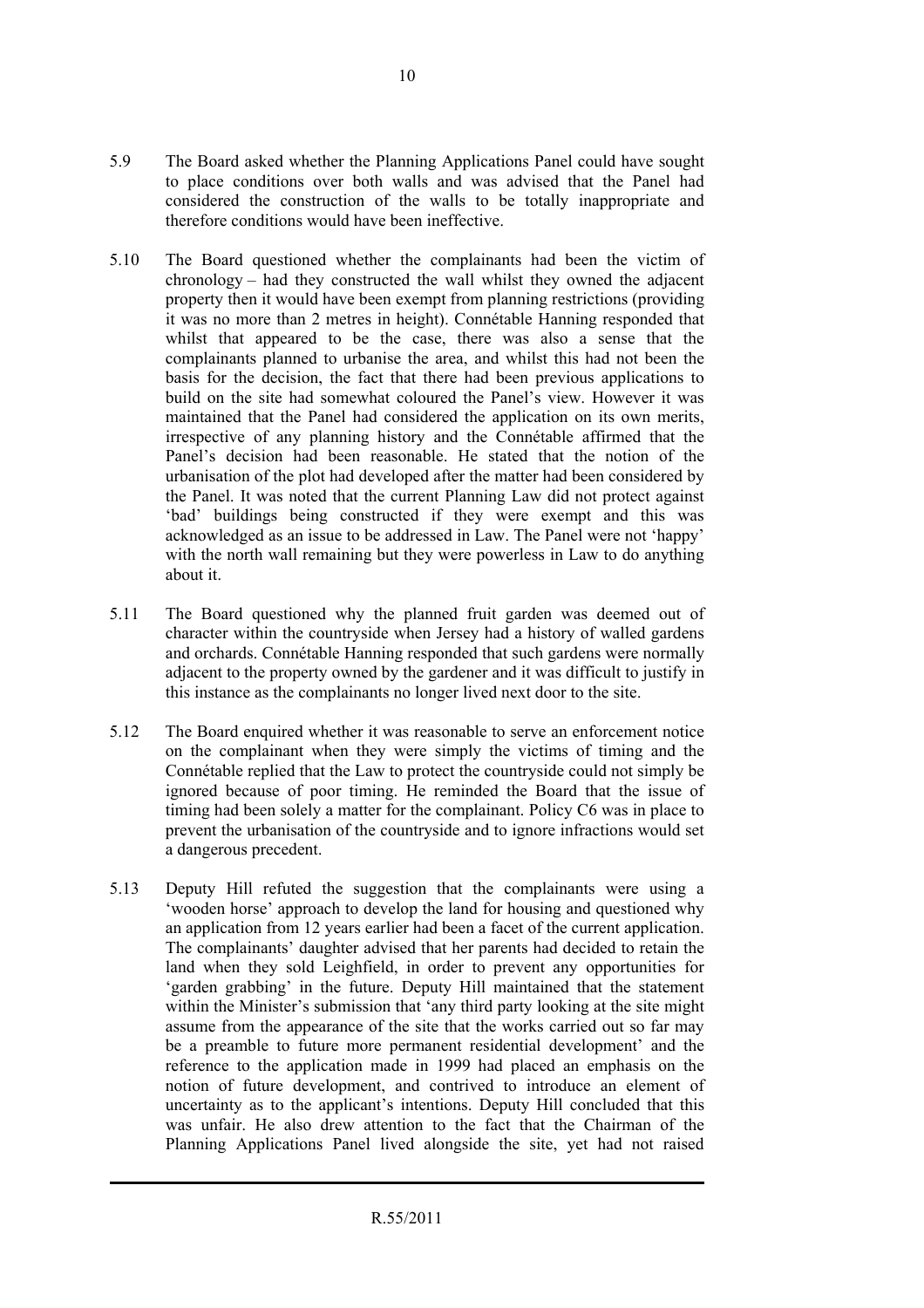5.9 The Board asked whether the Planning Applications Panel could have sought to place conditions over both walls and was advised that the Panel had considered the construction of the walls to be totally inappropriate and therefore conditions would have been ineffective.

5.10 The Board questioned whether the complainants had been the victim of chronology – had they constructed the wall whilst they owned the adjacent property then it would have been exempt from planning restrictions (providing it was no more than 2 metres in height). Connétable Hanning responded that whilst that appeared to be the case, there was also a sense that the complainants planned to urbanise the area, and whilst this had not been the basis for the decision, the fact that there had been previous applications to build on the site had somewhat coloured the Panel's view. However it was maintained that the Panel had considered the application on its own merits, irrespective of any planning history and the Connétable affirmed that the Panel's decision had been reasonable. He stated that the notion of the urbanisation of the plot had developed after the matter had been considered by the Panel. It was noted that the current Planning Law did not protect against 'bad' buildings being constructed if they were exempt and this was acknowledged as an issue to be addressed in Law. The Panel were not 'happy' with the north wall remaining but they were powerless in Law to do anything about it.

5.11 The Board questioned why the planned fruit garden was deemed out of character within the countryside when Jersey had a history of walled gardens and orchards. Connétable Hanning responded that such gardens were normally adjacent to the property owned by the gardener and it was difficult to justify in this instance as the complainants no longer lived next door to the site.

5.12 The Board enquired whether it was reasonable to serve an enforcement notice on the complainant when they were simply the victims of timing and the Connétable replied that the Law to protect the countryside could not simply be ignored because of poor timing. He reminded the Board that the issue of timing had been solely a matter for the complainant. Policy C6 was in place to prevent the urbanisation of the countryside and to ignore infractions would set a dangerous precedent.

5.13 Deputy Hill refuted the suggestion that the complainants were using a 'wooden horse' approach to develop the land for housing and questioned why an application from 12 years earlier had been a facet of the current application. The complainants' daughter advised that her parents had decided to retain the land when they sold Leighfield, in order to prevent any opportunities for 'garden grabbing' in the future. Deputy Hill maintained that the statement within the Minister's submission that 'any third party looking at the site might assume from the appearance of the site that the works carried out so far may be a preamble to future more permanent residential development' and the reference to the application made in 1999 had placed an emphasis on the notion of future development, and contrived to introduce an element of uncertainty as to the applicant's intentions. Deputy Hill concluded that this was unfair. He also drew attention to the fact that the Chairman of the Planning Applications Panel lived alongside the site, yet had not raised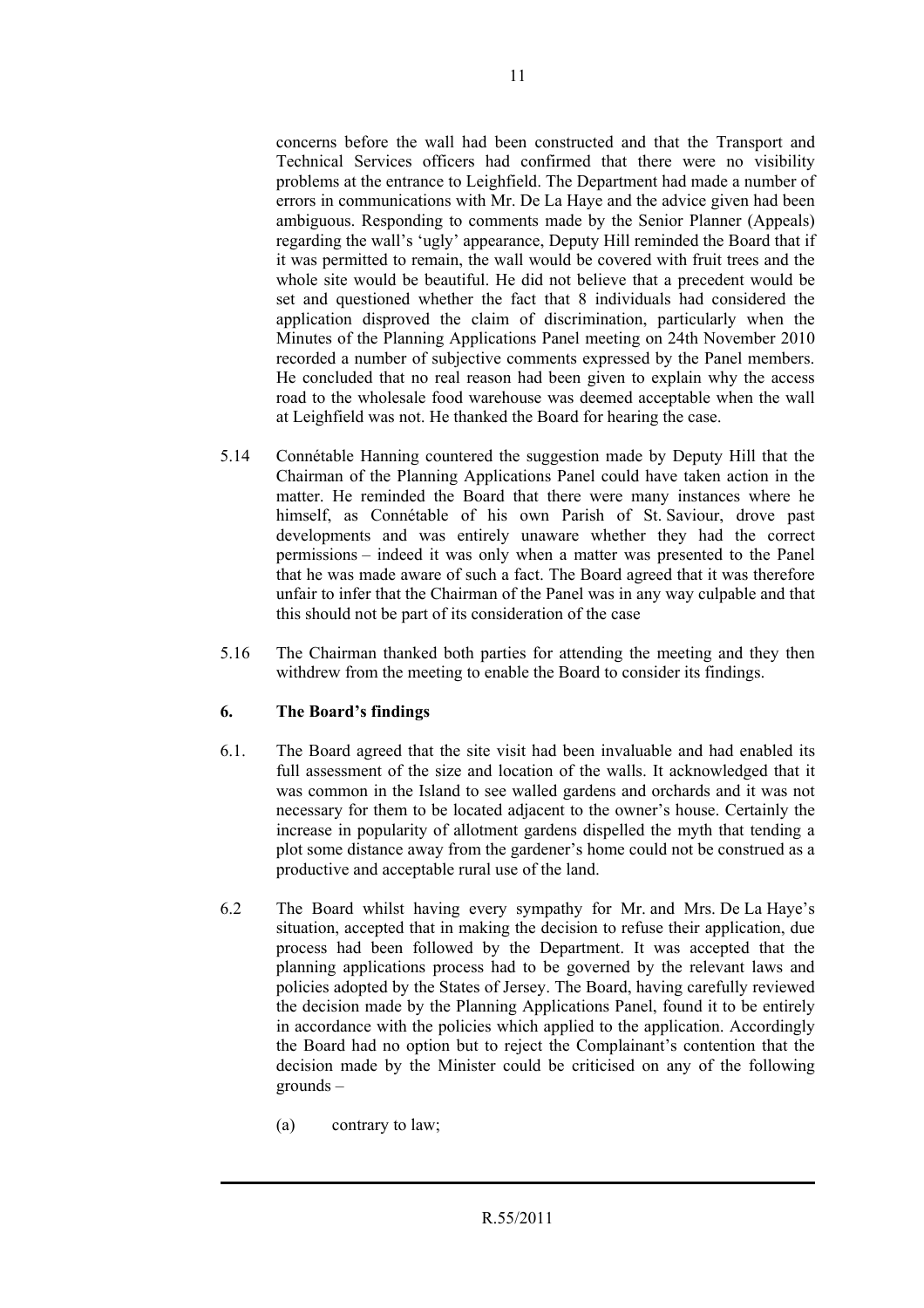concerns before the wall had been constructed and that the Transport and Technical Services officers had confirmed that there were no visibility problems at the entrance to Leighfield. The Department had made a number of errors in communications with Mr. De La Haye and the advice given had been ambiguous. Responding to comments made by the Senior Planner (Appeals) regarding the wall's 'ugly' appearance, Deputy Hill reminded the Board that if it was permitted to remain, the wall would be covered with fruit trees and the whole site would be beautiful. He did not believe that a precedent would be set and questioned whether the fact that 8 individuals had considered the application disproved the claim of discrimination, particularly when the Minutes of the Planning Applications Panel meeting on 24th November 2010 recorded a number of subjective comments expressed by the Panel members. He concluded that no real reason had been given to explain why the access road to the wholesale food warehouse was deemed acceptable when the wall at Leighfield was not. He thanked the Board for hearing the case.

5.14 Connétable Hanning countered the suggestion made by Deputy Hill that the Chairman of the Planning Applications Panel could have taken action in the matter. He reminded the Board that there were many instances where he himself, as Connétable of his own Parish of St. Saviour, drove past developments and was entirely unaware whether they had the correct permissions – indeed it was only when a matter was presented to the Panel that he was made aware of such a fact. The Board agreed that it was therefore unfair to infer that the Chairman of the Panel was in any way culpable and that this should not be part of its consideration of the case

5.16 The Chairman thanked both parties for attending the meeting and they then withdrew from the meeting to enable the Board to consider its findings.

## 6. The Board's findings

6.1. The Board agreed that the site visit had been invaluable and had enabled its full assessment of the size and location of the walls. It acknowledged that it was common in the Island to see walled gardens and orchards and it was not necessary for them to be located adjacent to the owner's house. Certainly the increase in popularity of allotment gardens dispelled the myth that tending a plot some distance away from the gardener's home could not be construed as a productive and acceptable rural use of the land.

6.2 The Board whilst having every sympathy for Mr. and Mrs. De La Haye's situation, accepted that in making the decision to refuse their application, due process had been followed by the Department. It was accepted that the planning applications process had to be governed by the relevant laws and policies adopted by the States of Jersey. The Board, having carefully reviewed the decision made by the Planning Applications Panel, found it to be entirely in accordance with the policies which applied to the application. Accordingly the Board had no option but to reject the Complainant's contention that the decision made by the Minister could be criticised on any of the following grounds –

(a) contrary to law;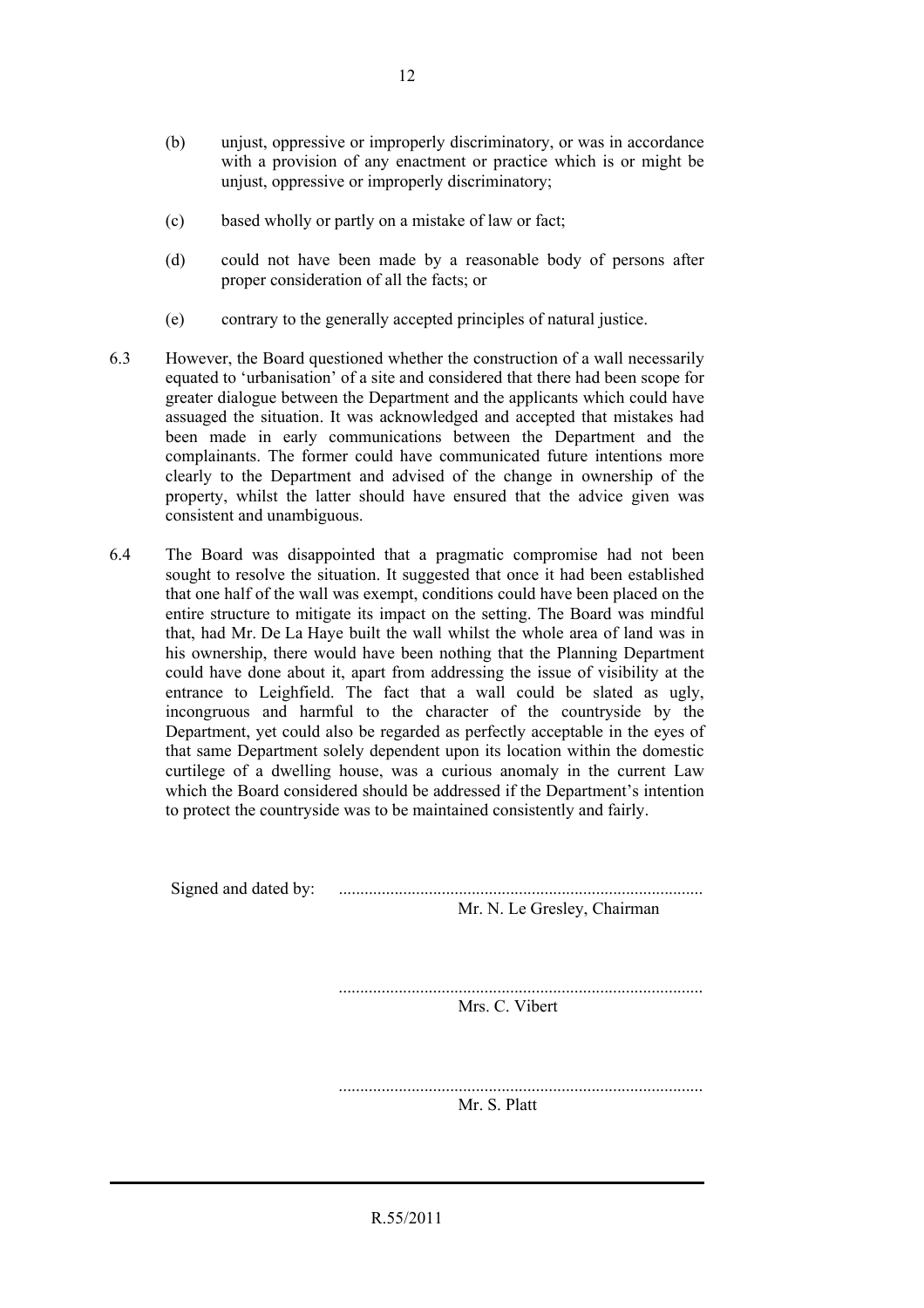(b) unjust, oppressive or improperly discriminatory, or was in accordance with a provision of any enactment or practice which is or might be unjust, oppressive or improperly discriminatory;

(c) based wholly or partly on a mistake of law or fact;

(d) could not have been made by a reasonable body of persons after proper consideration of all the facts; or

(e) contrary to the generally accepted principles of natural justice.

6.3 However, the Board questioned whether the construction of a wall necessarily equated to 'urbanisation' of a site and considered that there had been scope for greater dialogue between the Department and the applicants which could have assuaged the situation. It was acknowledged and accepted that mistakes had been made in early communications between the Department and the complainants. The former could have communicated future intentions more clearly to the Department and advised of the change in ownership of the property, whilst the latter should have ensured that the advice given was consistent and unambiguous.

6.4 The Board was disappointed that a pragmatic compromise had not been sought to resolve the situation. It suggested that once it had been established that one half of the wall was exempt, conditions could have been placed on the entire structure to mitigate its impact on the setting. The Board was mindful that, had Mr. De La Haye built the wall whilst the whole area of land was in his ownership, there would have been nothing that the Planning Department could have done about it, apart from addressing the issue of visibility at the entrance to Leighfield. The fact that a wall could be slated as ugly, incongruous and harmful to the character of the countryside by the Department, yet could also be regarded as perfectly acceptable in the eyes of that same Department solely dependent upon its location within the domestic curtilege of a dwelling house, was a curious anomaly in the current Law which the Board considered should be addressed if the Department's intention to protect the countryside was to be maintained consistently and fairly.

Signed and dated by: ....................................................................................

Mr. N. Le Gresley, Chairman

....................................................................................

Mrs. C. Vibert

....................................................................................

Mr. S. Platt

R.55/2011